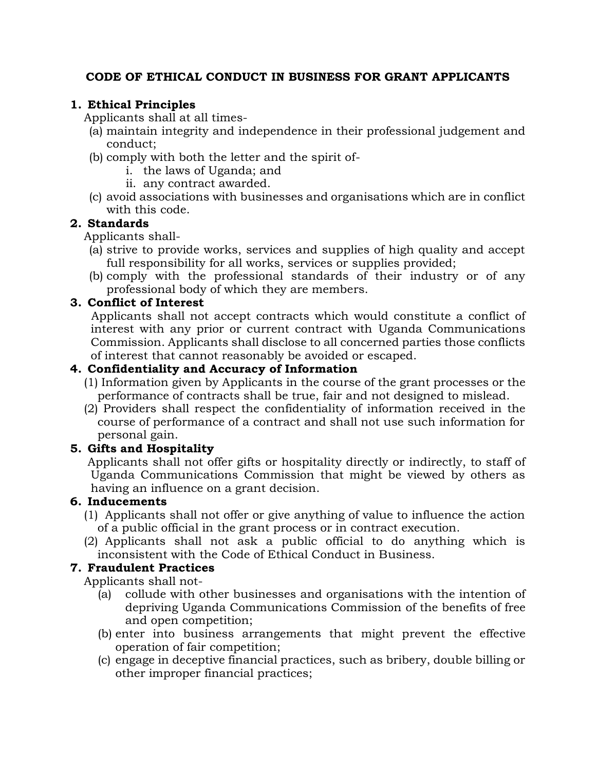# CODE OF ETHICAL CONDUCT IN BUSINESS FOR GRANT APPLICANTS

## 1. Ethical Principles

Applicants shall at all times-

(a) maintain integrity and independence in their professional judgement and conduct;

(b) comply with both the letter and the spirit of-

  i. the laws of Uganda; and

  ii. any contract awarded.

(c) avoid associations with businesses and organisations which are in conflict with this code.

## 2. Standards

Applicants shall-

(a) strive to provide works, services and supplies of high quality and accept full responsibility for all works, services or supplies provided;

(b) comply with the professional standards of their industry or of any professional body of which they are members.

## 3. Conflict of Interest

Applicants shall not accept contracts which would constitute a conflict of interest with any prior or current contract with Uganda Communications Commission. Applicants shall disclose to all concerned parties those conflicts of interest that cannot reasonably be avoided or escaped.

## 4. Confidentiality and Accuracy of Information

(1) Information given by Applicants in the course of the grant processes or the performance of contracts shall be true, fair and not designed to mislead.

(2) Providers shall respect the confidentiality of information received in the course of performance of a contract and shall not use such information for personal gain.

## 5. Gifts and Hospitality

Applicants shall not offer gifts or hospitality directly or indirectly, to staff of Uganda Communications Commission that might be viewed by others as having an influence on a grant decision.

## 6. Inducements

(1) Applicants shall not offer or give anything of value to influence the action of a public official in the grant process or in contract execution.

(2) Applicants shall not ask a public official to do anything which is inconsistent with the Code of Ethical Conduct in Business.

## 7. Fraudulent Practices

Applicants shall not-

(a) collude with other businesses and organisations with the intention of depriving Uganda Communications Commission of the benefits of free and open competition;

(b) enter into business arrangements that might prevent the effective operation of fair competition;

(c) engage in deceptive financial practices, such as bribery, double billing or other improper financial practices;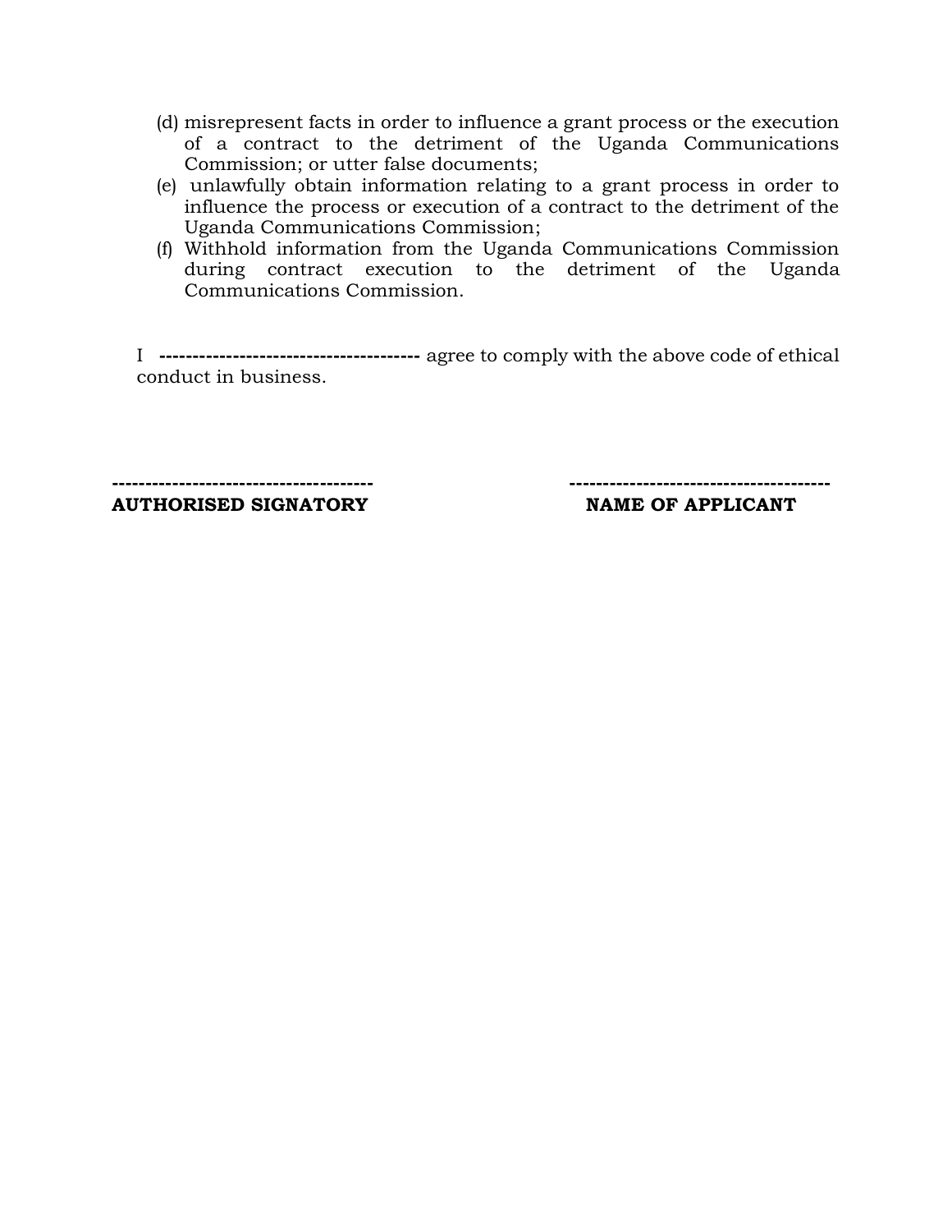(d) misrepresent facts in order to influence a grant process or the execution of a contract to the detriment of the Uganda Communications Commission; or utter false documents;

(e) unlawfully obtain information relating to a grant process in order to influence the process or execution of a contract to the detriment of the Uganda Communications Commission;

(f) Withhold information from the Uganda Communications Commission during contract execution to the detriment of the Uganda Communications Commission.

I **---------------------------------------** agree to comply with the above code of ethical conduct in business.

**---------------------------------------**
**AUTHORISED SIGNATORY**

**---------------------------------------**
**NAME OF APPLICANT**